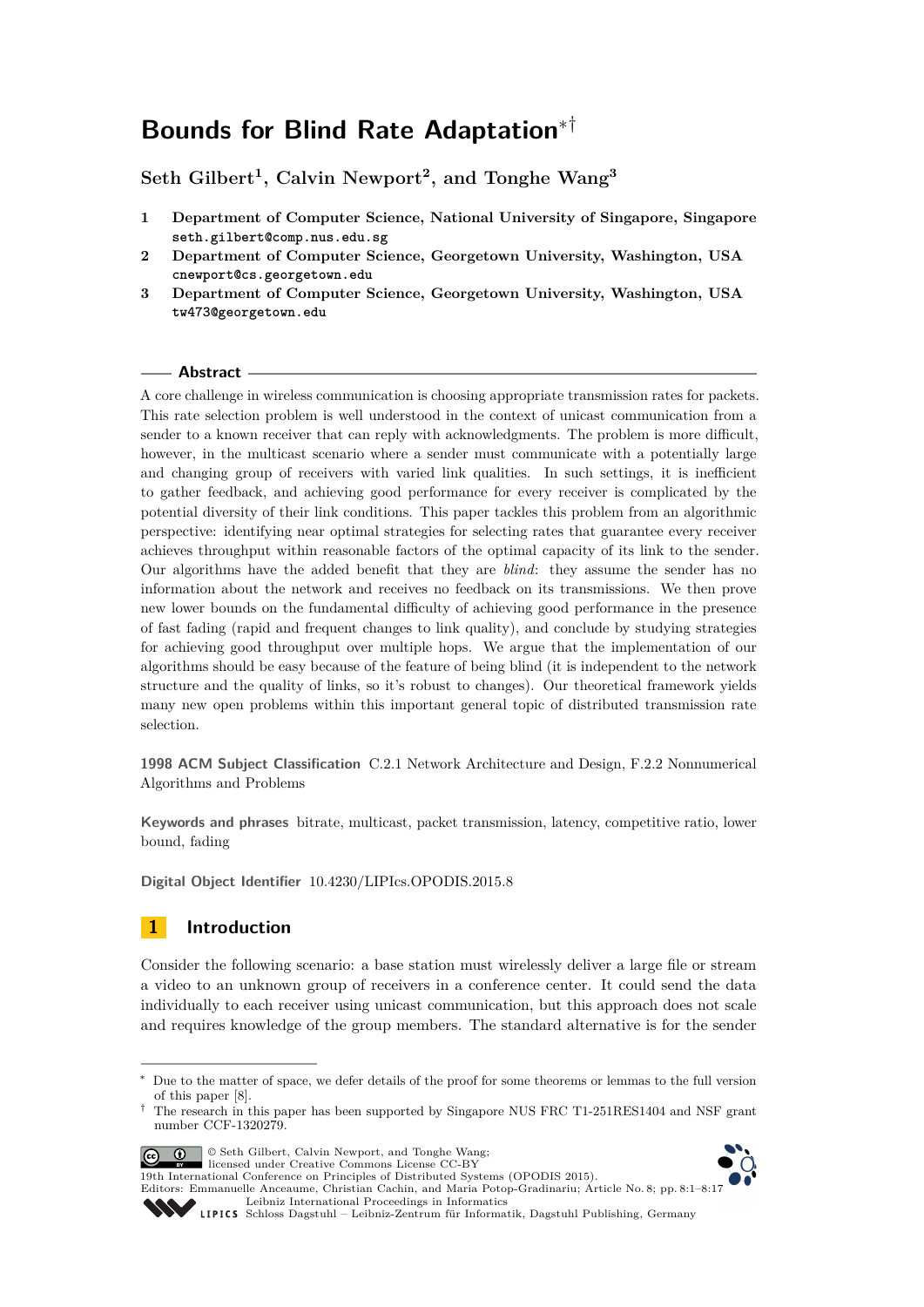# Bounds for Blind Rate Adaptation[*†]

**Seth Gilbert[1], Calvin Newport[2], and Tonghe Wang[3]**

1 **Department of Computer Science, National University of Singapore, Singapore**
`seth.gilbert@comp.nus.edu.sg`

2 **Department of Computer Science, Georgetown University, Washington, USA**
`cnewport@cs.georgetown.edu`

3 **Department of Computer Science, Georgetown University, Washington, USA**
`tw473@georgetown.edu`

## Abstract

A core challenge in wireless communication is choosing appropriate transmission rates for packets. This rate selection problem is well understood in the context of unicast communication from a sender to a known receiver that can reply with acknowledgments. The problem is more difficult, however, in the multicast scenario where a sender must communicate with a potentially large and changing group of receivers with varied link qualities. In such settings, it is inefficient to gather feedback, and achieving good performance for every receiver is complicated by the potential diversity of their link conditions. This paper tackles this problem from an algorithmic perspective: identifying near optimal strategies for selecting rates that guarantee every receiver achieves throughput within reasonable factors of the optimal capacity of its link to the sender. Our algorithms have the added benefit that they are *blind*: they assume the sender has no information about the network and receives no feedback on its transmissions. We then prove new lower bounds on the fundamental difficulty of achieving good performance in the presence of fast fading (rapid and frequent changes to link quality), and conclude by studying strategies for achieving good throughput over multiple hops. We argue that the implementation of our algorithms should be easy because of the feature of being blind (it is independent to the network structure and the quality of links, so it's robust to changes). Our theoretical framework yields many new open problems within this important general topic of distributed transmission rate selection.

**1998 ACM Subject Classification** C.2.1 Network Architecture and Design, F.2.2 Nonnumerical Algorithms and Problems

**Keywords and phrases** bitrate, multicast, packet transmission, latency, competitive ratio, lower bound, fading

**Digital Object Identifier** 10.4230/LIPIcs.OPODIS.2015.8

## 1 Introduction

Consider the following scenario: a base station must wirelessly deliver a large file or stream a video to an unknown group of receivers in a conference center. It could send the data individually to each receiver using unicast communication, but this approach does not scale and requires knowledge of the group members. The standard alternative is for the sender

---

[*] Due to the matter of space, we defer details of the proof for some theorems or lemmas to the full version of this paper [8].

[†] The research in this paper has been supported by Singapore NUS FRC T1-251RES1404 and NSF grant number CCF-1320279.

© Seth Gilbert, Calvin Newport, and Tonghe Wang; licensed under Creative Commons License CC-BY
19th International Conference on Principles of Distributed Systems (OPODIS 2015).
Editors: Emmanuelle Anceaume, Christian Cachin, and Maria Potop-Gradinariu; Article No. 8; pp. 8:1–8:17
Leibniz International Proceedings in Informatics
Schloss Dagstuhl – Leibniz-Zentrum für Informatik, Dagstuhl Publishing, Germany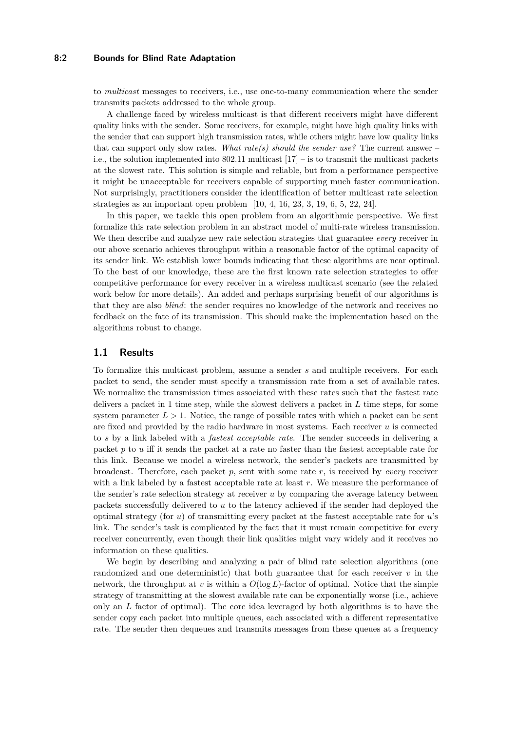to *multicast* messages to receivers, i.e., use one-to-many communication where the sender transmits packets addressed to the whole group.

A challenge faced by wireless multicast is that different receivers might have different quality links with the sender. Some receivers, for example, might have high quality links with the sender that can support high transmission rates, while others might have low quality links that can support only slow rates. *What rate(s) should the sender use?* The current answer – i.e., the solution implemented into 802.11 multicast [17] – is to transmit the multicast packets at the slowest rate. This solution is simple and reliable, but from a performance perspective it might be unacceptable for receivers capable of supporting much faster communication. Not surprisingly, practitioners consider the identification of better multicast rate selection strategies as an important open problem [10, 4, 16, 23, 3, 19, 6, 5, 22, 24].

In this paper, we tackle this open problem from an algorithmic perspective. We first formalize this rate selection problem in an abstract model of multi-rate wireless transmission. We then describe and analyze new rate selection strategies that guarantee *every* receiver in our above scenario achieves throughput within a reasonable factor of the optimal capacity of its sender link. We establish lower bounds indicating that these algorithms are near optimal. To the best of our knowledge, these are the first known rate selection strategies to offer competitive performance for every receiver in a wireless multicast scenario (see the related work below for more details). An added and perhaps surprising benefit of our algorithms is that they are also *blind*: the sender requires no knowledge of the network and receives no feedback on the fate of its transmission. This should make the implementation based on the algorithms robust to change.

## 1.1 Results

To formalize this multicast problem, assume a sender $s$ and multiple receivers. For each packet to send, the sender must specify a transmission rate from a set of available rates. We normalize the transmission times associated with these rates such that the fastest rate delivers a packet in 1 time step, while the slowest delivers a packet in $L$ time steps, for some system parameter $L > 1$. Notice, the range of possible rates with which a packet can be sent are fixed and provided by the radio hardware in most systems. Each receiver $u$ is connected to $s$ by a link labeled with a *fastest acceptable rate*. The sender succeeds in delivering a packet $p$ to $u$ iff it sends the packet at a rate no faster than the fastest acceptable rate for this link. Because we model a wireless network, the sender's packets are transmitted by broadcast. Therefore, each packet $p$, sent with some rate $r$, is received by *every* receiver with a link labeled by a fastest acceptable rate at least $r$. We measure the performance of the sender's rate selection strategy at receiver $u$ by comparing the average latency between packets successfully delivered to $u$ to the latency achieved if the sender had deployed the optimal strategy (for $u$) of transmitting every packet at the fastest acceptable rate for $u$'s link. The sender's task is complicated by the fact that it must remain competitive for every receiver concurrently, even though their link qualities might vary widely and it receives no information on these qualities.

We begin by describing and analyzing a pair of blind rate selection algorithms (one randomized and one deterministic) that both guarantee that for each receiver $v$ in the network, the throughput at $v$ is within a $O(\log L)$-factor of optimal. Notice that the simple strategy of transmitting at the slowest available rate can be exponentially worse (i.e., achieve only an $L$ factor of optimal). The core idea leveraged by both algorithms is to have the sender copy each packet into multiple queues, each associated with a different representative rate. The sender then dequeues and transmits messages from these queues at a frequency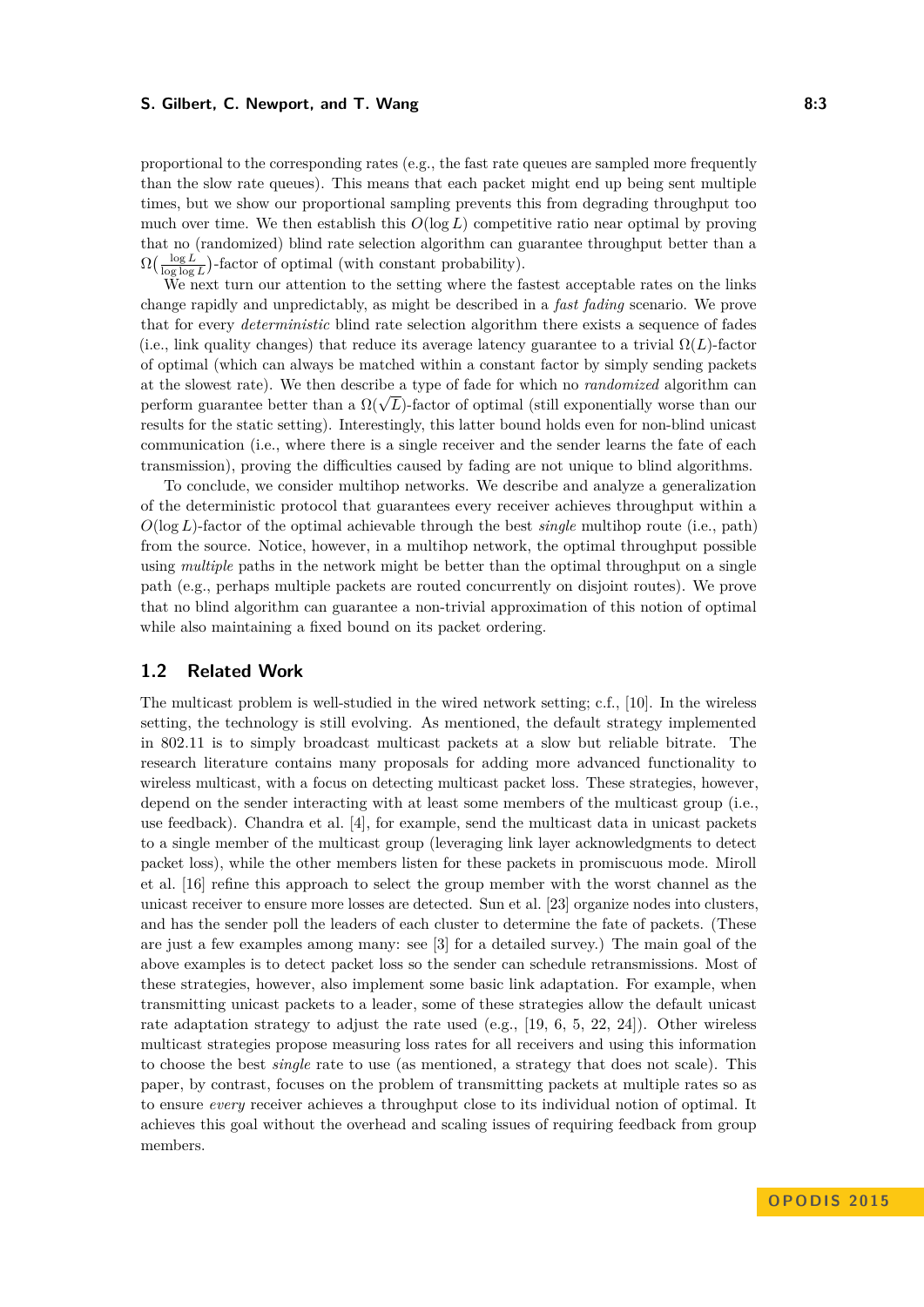proportional to the corresponding rates (e.g., the fast rate queues are sampled more frequently than the slow rate queues). This means that each packet might end up being sent multiple times, but we show our proportional sampling prevents this from degrading throughput too much over time. We then establish this $O(\log L)$ competitive ratio near optimal by proving that no (randomized) blind rate selection algorithm can guarantee throughput better than a $\Omega(\frac{\log L}{\log\log L})$-factor of optimal (with constant probability).

We next turn our attention to the setting where the fastest acceptable rates on the links change rapidly and unpredictably, as might be described in a *fast fading* scenario. We prove that for every *deterministic* blind rate selection algorithm there exists a sequence of fades (i.e., link quality changes) that reduce its average latency guarantee to a trivial $\Omega(L)$-factor of optimal (which can always be matched within a constant factor by simply sending packets at the slowest rate). We then describe a type of fade for which no *randomized* algorithm can perform guarantee better than a $\Omega(\sqrt{L})$-factor of optimal (still exponentially worse than our results for the static setting). Interestingly, this latter bound holds even for non-blind unicast communication (i.e., where there is a single receiver and the sender learns the fate of each transmission), proving the difficulties caused by fading are not unique to blind algorithms.

To conclude, we consider multihop networks. We describe and analyze a generalization of the deterministic protocol that guarantees every receiver achieves throughput within a $O(\log L)$-factor of the optimal achievable through the best *single* multihop route (i.e., path) from the source. Notice, however, in a multihop network, the optimal throughput possible using *multiple* paths in the network might be better than the optimal throughput on a single path (e.g., perhaps multiple packets are routed concurrently on disjoint routes). We prove that no blind algorithm can guarantee a non-trivial approximation of this notion of optimal while also maintaining a fixed bound on its packet ordering.

## 1.2 Related Work

The multicast problem is well-studied in the wired network setting; c.f., [10]. In the wireless setting, the technology is still evolving. As mentioned, the default strategy implemented in 802.11 is to simply broadcast multicast packets at a slow but reliable bitrate. The research literature contains many proposals for adding more advanced functionality to wireless multicast, with a focus on detecting multicast packet loss. These strategies, however, depend on the sender interacting with at least some members of the multicast group (i.e., use feedback). Chandra et al. [4], for example, send the multicast data in unicast packets to a single member of the multicast group (leveraging link layer acknowledgments to detect packet loss), while the other members listen for these packets in promiscuous mode. Miroll et al. [16] refine this approach to select the group member with the worst channel as the unicast receiver to ensure more losses are detected. Sun et al. [23] organize nodes into clusters, and has the sender poll the leaders of each cluster to determine the fate of packets. (These are just a few examples among many: see [3] for a detailed survey.) The main goal of the above examples is to detect packet loss so the sender can schedule retransmissions. Most of these strategies, however, also implement some basic link adaptation. For example, when transmitting unicast packets to a leader, some of these strategies allow the default unicast rate adaptation strategy to adjust the rate used (e.g., [19, 6, 5, 22, 24]). Other wireless multicast strategies propose measuring loss rates for all receivers and using this information to choose the best *single* rate to use (as mentioned, a strategy that does not scale). This paper, by contrast, focuses on the problem of transmitting packets at multiple rates so as to ensure *every* receiver achieves a throughput close to its individual notion of optimal. It achieves this goal without the overhead and scaling issues of requiring feedback from group members.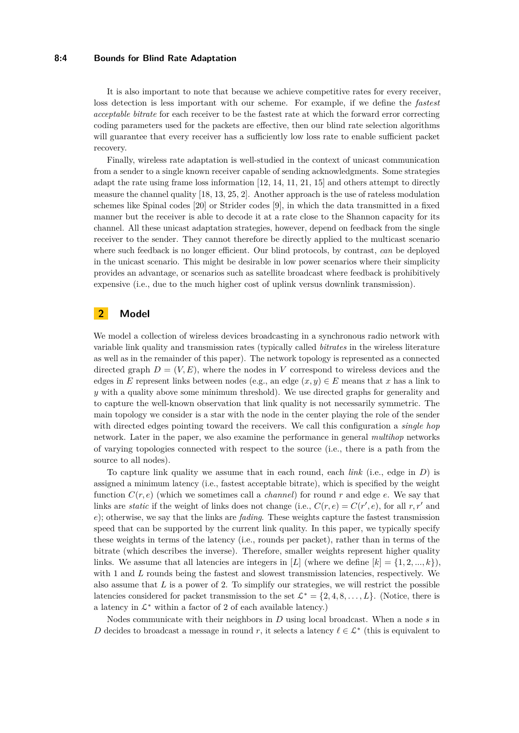It is also important to note that because we achieve competitive rates for every receiver, loss detection is less important with our scheme. For example, if we define the *fastest acceptable bitrate* for each receiver to be the fastest rate at which the forward error correcting coding parameters used for the packets are effective, then our blind rate selection algorithms will guarantee that every receiver has a sufficiently low loss rate to enable sufficient packet recovery.

Finally, wireless rate adaptation is well-studied in the context of unicast communication from a sender to a single known receiver capable of sending acknowledgments. Some strategies adapt the rate using frame loss information [12, 14, 11, 21, 15] and others attempt to directly measure the channel quality [18, 13, 25, 2]. Another approach is the use of rateless modulation schemes like Spinal codes [20] or Strider codes [9], in which the data transmitted in a fixed manner but the receiver is able to decode it at a rate close to the Shannon capacity for its channel. All these unicast adaptation strategies, however, depend on feedback from the single receiver to the sender. They cannot therefore be directly applied to the multicast scenario where such feedback is no longer efficient. Our blind protocols, by contrast, *can* be deployed in the unicast scenario. This might be desirable in low power scenarios where their simplicity provides an advantage, or scenarios such as satellite broadcast where feedback is prohibitively expensive (i.e., due to the much higher cost of uplink versus downlink transmission).

# 2 Model

We model a collection of wireless devices broadcasting in a synchronous radio network with variable link quality and transmission rates (typically called *bitrates* in the wireless literature as well as in the remainder of this paper). The network topology is represented as a connected directed graph $D = (V, E)$, where the nodes in $V$ correspond to wireless devices and the edges in $E$ represent links between nodes (e.g., an edge $(x, y) \in E$ means that $x$ has a link to $y$ with a quality above some minimum threshold). We use directed graphs for generality and to capture the well-known observation that link quality is not necessarily symmetric. The main topology we consider is a star with the node in the center playing the role of the sender with directed edges pointing toward the receivers. We call this configuration a *single hop* network. Later in the paper, we also examine the performance in general *multihop* networks of varying topologies connected with respect to the source (i.e., there is a path from the source to all nodes).

To capture link quality we assume that in each round, each *link* (i.e., edge in $D$) is assigned a minimum latency (i.e., fastest acceptable bitrate), which is specified by the weight function $C(r, e)$ (which we sometimes call a *channel*) for round $r$ and edge $e$. We say that links are *static* if the weight of links does not change (i.e., $C(r, e) = C(r', e)$, for all $r, r'$ and $e$); otherwise, we say that the links are *fading*. These weights capture the fastest transmission speed that can be supported by the current link quality. In this paper, we typically specify these weights in terms of the latency (i.e., rounds per packet), rather than in terms of the bitrate (which describes the inverse). Therefore, smaller weights represent higher quality links. We assume that all latencies are integers in $[L]$ (where we define $[k] = \{1, 2, ..., k\}$), with 1 and $L$ rounds being the fastest and slowest transmission latencies, respectively. We also assume that $L$ is a power of 2. To simplify our strategies, we will restrict the possible latencies considered for packet transmission to the set $\mathcal{L}^* = \{2, 4, 8, \ldots, L\}$. (Notice, there is a latency in $\mathcal{L}^*$ within a factor of 2 of each available latency.)

Nodes communicate with their neighbors in $D$ using local broadcast. When a node $s$ in $D$ decides to broadcast a message in round $r$, it selects a latency $\ell \in \mathcal{L}^*$ (this is equivalent to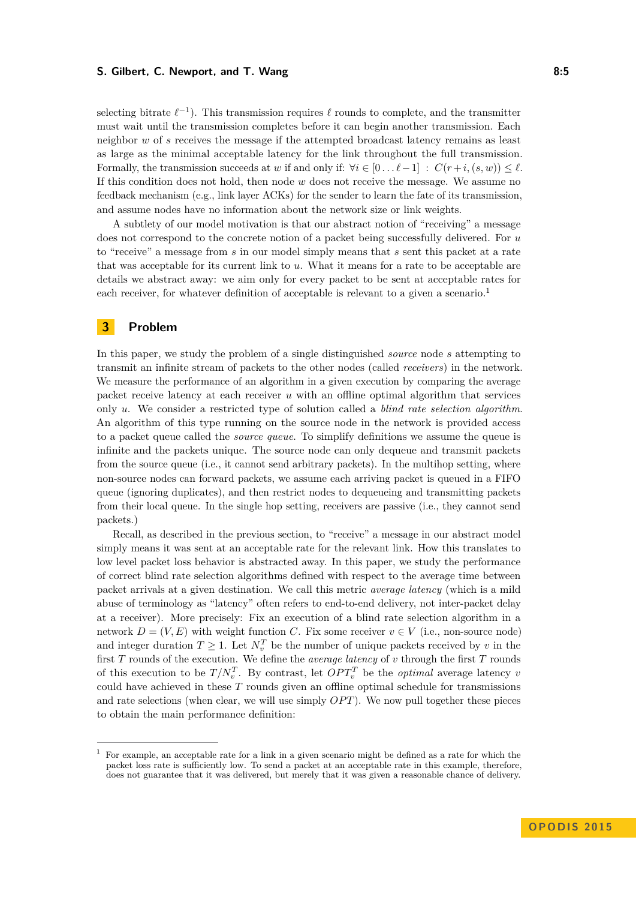selecting bitrate $\ell^{-1}$). This transmission requires $\ell$ rounds to complete, and the transmitter must wait until the transmission completes before it can begin another transmission. Each neighbor $w$ of $s$ receives the message if the attempted broadcast latency remains as least as large as the minimal acceptable latency for the link throughout the full transmission. Formally, the transmission succeeds at $w$ if and only if: $\forall i \in [0 \ldots \ell - 1] \; : \; C(r+i, (s,w)) \leq \ell$. If this condition does not hold, then node $w$ does not receive the message. We assume no feedback mechanism (e.g., link layer ACKs) for the sender to learn the fate of its transmission, and assume nodes have no information about the network size or link weights.

A subtlety of our model motivation is that our abstract notion of "receiving" a message does not correspond to the concrete notion of a packet being successfully delivered. For $u$ to "receive" a message from $s$ in our model simply means that $s$ sent this packet at a rate that was acceptable for its current link to $u$. What it means for a rate to be acceptable are details we abstract away: we aim only for every packet to be sent at acceptable rates for each receiver, for whatever definition of acceptable is relevant to a given a scenario.[1]

## 3 Problem

In this paper, we study the problem of a single distinguished *source* node $s$ attempting to transmit an infinite stream of packets to the other nodes (called *receivers*) in the network. We measure the performance of an algorithm in a given execution by comparing the average packet receive latency at each receiver $u$ with an offline optimal algorithm that services only $u$. We consider a restricted type of solution called a *blind rate selection algorithm*. An algorithm of this type running on the source node in the network is provided access to a packet queue called the *source queue*. To simplify definitions we assume the queue is infinite and the packets unique. The source node can only dequeue and transmit packets from the source queue (i.e., it cannot send arbitrary packets). In the multihop setting, where non-source nodes can forward packets, we assume each arriving packet is queued in a FIFO queue (ignoring duplicates), and then restrict nodes to dequeueing and transmitting packets from their local queue. In the single hop setting, receivers are passive (i.e., they cannot send packets.)

Recall, as described in the previous section, to "receive" a message in our abstract model simply means it was sent at an acceptable rate for the relevant link. How this translates to low level packet loss behavior is abstracted away. In this paper, we study the performance of correct blind rate selection algorithms defined with respect to the average time between packet arrivals at a given destination. We call this metric *average latency* (which is a mild abuse of terminology as "latency" often refers to end-to-end delivery, not inter-packet delay at a receiver). More precisely: Fix an execution of a blind rate selection algorithm in a network $D = (V, E)$ with weight function $C$. Fix some receiver $v \in V$ (i.e., non-source node) and integer duration $T \geq 1$. Let $N_v^T$ be the number of unique packets received by $v$ in the first $T$ rounds of the execution. We define the *average latency* of $v$ through the first $T$ rounds of this execution to be $T/N_v^T$. By contrast, let $OPT_v^T$ be the *optimal* average latency $v$ could have achieved in these $T$ rounds given an offline optimal schedule for transmissions and rate selections (when clear, we will use simply $OPT$). We now pull together these pieces to obtain the main performance definition:

---

[1] For example, an acceptable rate for a link in a given scenario might be defined as a rate for which the packet loss rate is sufficiently low. To send a packet at an acceptable rate in this example, therefore, does not guarantee that it was delivered, but merely that it was given a reasonable chance of delivery.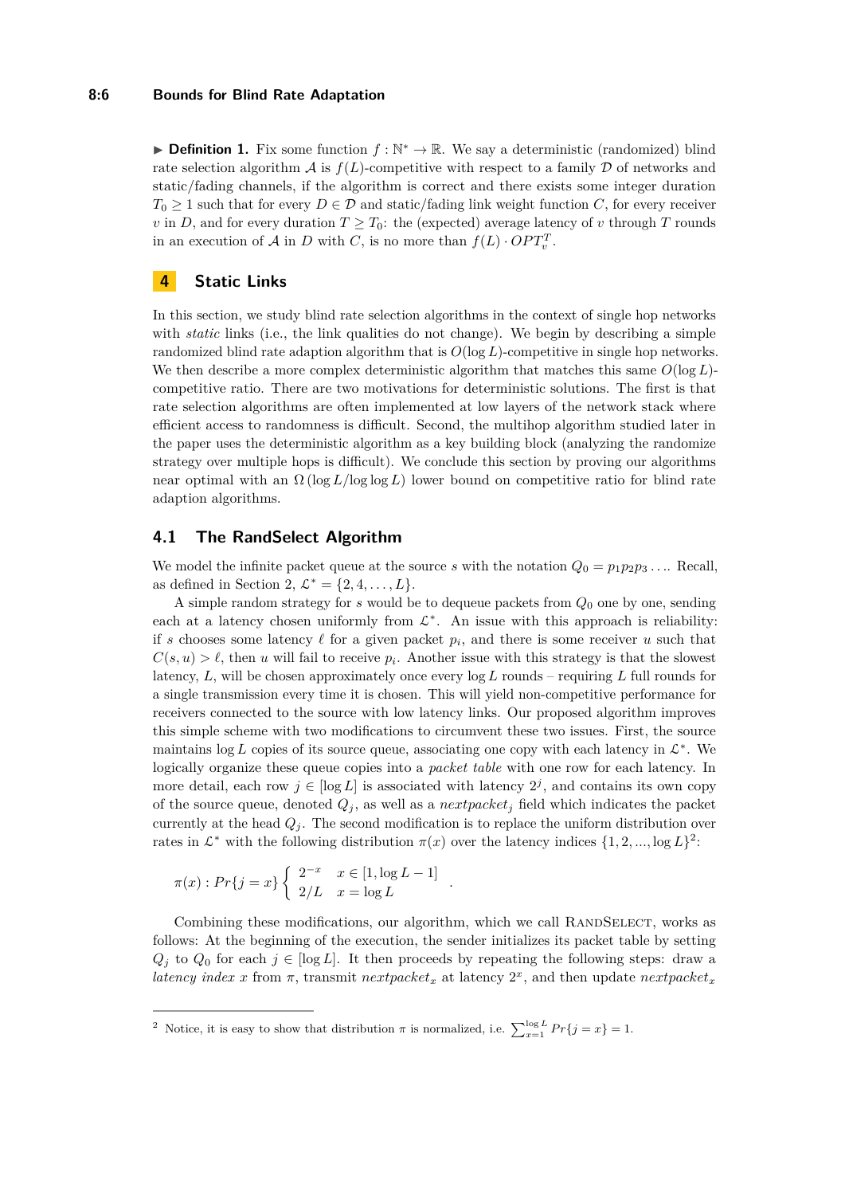▶ **Definition 1.** Fix some function $f : \mathbb{N}^* \rightarrow \mathbb{R}$. We say a deterministic (randomized) blind rate selection algorithm $\mathcal{A}$ is $f(L)$-competitive with respect to a family $\mathcal{D}$ of networks and static/fading channels, if the algorithm is correct and there exists some integer duration $T_0 \geq 1$ such that for every $D \in \mathcal{D}$ and static/fading link weight function $C$, for every receiver $v$ in $D$, and for every duration $T \geq T_0$: the (expected) average latency of $v$ through $T$ rounds in an execution of $\mathcal{A}$ in $D$ with $C$, is no more than $f(L) \cdot OPT_v^T$.

## 4 Static Links

In this section, we study blind rate selection algorithms in the context of single hop networks with *static* links (i.e., the link qualities do not change). We begin by describing a simple randomized blind rate adaption algorithm that is $O(\log L)$-competitive in single hop networks. We then describe a more complex deterministic algorithm that matches this same $O(\log L)$-competitive ratio. There are two motivations for deterministic solutions. The first is that rate selection algorithms are often implemented at low layers of the network stack where efficient access to randomness is difficult. Second, the multihop algorithm studied later in the paper uses the deterministic algorithm as a key building block (analyzing the randomize strategy over multiple hops is difficult). We conclude this section by proving our algorithms near optimal with an $\Omega(\log L/\log\log L)$ lower bound on competitive ratio for blind rate adaption algorithms.

### 4.1 The RandSelect Algorithm

We model the infinite packet queue at the source $s$ with the notation $Q_0 = p_1 p_2 p_3 \ldots$. Recall, as defined in Section 2, $\mathcal{L}^* = \{2, 4, \ldots, L\}$.

A simple random strategy for $s$ would be to dequeue packets from $Q_0$ one by one, sending each at a latency chosen uniformly from $\mathcal{L}^*$. An issue with this approach is reliability: if $s$ chooses some latency $\ell$ for a given packet $p_i$, and there is some receiver $u$ such that $C(s, u) > \ell$, then $u$ will fail to receive $p_i$. Another issue with this strategy is that the slowest latency, $L$, will be chosen approximately once every $\log L$ rounds – requiring $L$ full rounds for a single transmission every time it is chosen. This will yield non-competitive performance for receivers connected to the source with low latency links. Our proposed algorithm improves this simple scheme with two modifications to circumvent these two issues. First, the source maintains $\log L$ copies of its source queue, associating one copy with each latency in $\mathcal{L}^*$. We logically organize these queue copies into a *packet table* with one row for each latency. In more detail, each row $j \in [\log L]$ is associated with latency $2^j$, and contains its own copy of the source queue, denoted $Q_j$, as well as a $nextpacket_j$ field which indicates the packet currently at the head $Q_j$. The second modification is to replace the uniform distribution over rates in $\mathcal{L}^*$ with the following distribution $\pi(x)$ over the latency indices $\{1, 2, ..., \log L\}$[2]:

$$\pi(x) : Pr\{j = x\} \begin{cases} 2^{-x} & x \in [1, \log L - 1] \\ 2/L & x = \log L \end{cases}.$$

Combining these modifications, our algorithm, which we call RandSelect, works as follows: At the beginning of the execution, the sender initializes its packet table by setting $Q_j$ to $Q_0$ for each $j \in [\log L]$. It then proceeds by repeating the following steps: draw a *latency index* $x$ from $\pi$, transmit $nextpacket_x$ at latency $2^x$, and then update $nextpacket_x$

[2] Notice, it is easy to show that distribution $\pi$ is normalized, i.e. $\sum_{x=1}^{\log L} Pr\{j = x\} = 1$.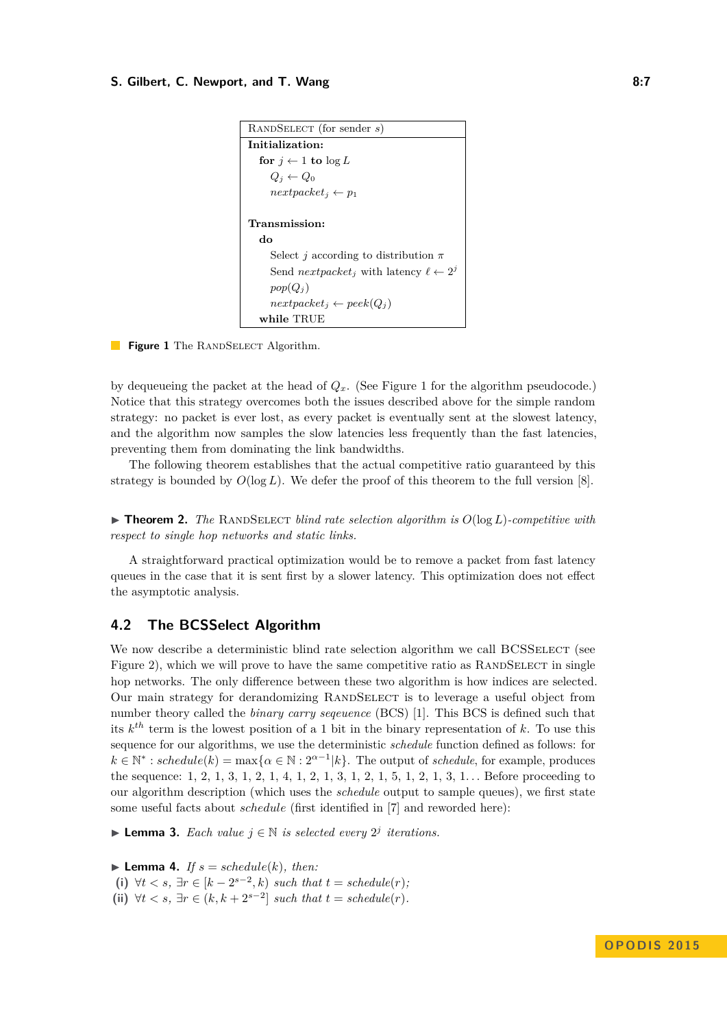```
RandSelect (for sender s)
Initialization:
  for j ← 1 to log L
    Q_j ← Q_0
    nextpacket_j ← p_1

Transmission:
  do
    Select j according to distribution π
    Send nextpacket_j with latency ℓ ← 2^j
    pop(Q_j)
    nextpacket_j ← peek(Q_j)
  while TRUE
```

**Figure 1** The RandSelect Algorithm.

by dequeueing the packet at the head of $Q_x$. (See Figure 1 for the algorithm pseudocode.) Notice that this strategy overcomes both the issues described above for the simple random strategy: no packet is ever lost, as every packet is eventually sent at the slowest latency, and the algorithm now samples the slow latencies less frequently than the fast latencies, preventing them from dominating the link bandwidths.

The following theorem establishes that the actual competitive ratio guaranteed by this strategy is bounded by $O(\log L)$. We defer the proof of this theorem to the full version [8].

▶ **Theorem 2.** *The* RandSelect *blind rate selection algorithm is* $O(\log L)$*-competitive with respect to single hop networks and static links.*

A straightforward practical optimization would be to remove a packet from fast latency queues in the case that it is sent first by a slower latency. This optimization does not effect the asymptotic analysis.

## 4.2 The BCSSelect Algorithm

We now describe a deterministic blind rate selection algorithm we call BCSSelect (see Figure 2), which we will prove to have the same competitive ratio as RandSelect in single hop networks. The only difference between these two algorithm is how indices are selected. Our main strategy for derandomizing RandSelect is to leverage a useful object from number theory called the *binary carry seqeuence* (BCS) [1]. This BCS is defined such that its $k^{th}$ term is the lowest position of a 1 bit in the binary representation of $k$. To use this sequence for our algorithms, we use the deterministic *schedule* function defined as follows: for $k \in \mathbb{N}^* : schedule(k) = \max\{\alpha \in \mathbb{N} : 2^{\alpha-1} | k\}$. The output of *schedule*, for example, produces the sequence: 1, 2, 1, 3, 1, 2, 1, 4, 1, 2, 1, 3, 1, 2, 1, 5, 1, 2, 1, 3, 1... Before proceeding to our algorithm description (which uses the *schedule* output to sample queues), we first state some useful facts about *schedule* (first identified in [7] and reworded here):

▶ **Lemma 3.** *Each value* $j \in \mathbb{N}$ *is selected every* $2^j$ *iterations.*

▶ **Lemma 4.** *If* $s = schedule(k)$*, then:*
**(i)** $\forall t < s$, $\exists r \in [k - 2^{s-2}, k)$ *such that* $t = schedule(r)$*;*
**(ii)** $\forall t < s$, $\exists r \in (k, k + 2^{s-2}]$ *such that* $t = schedule(r)$*.*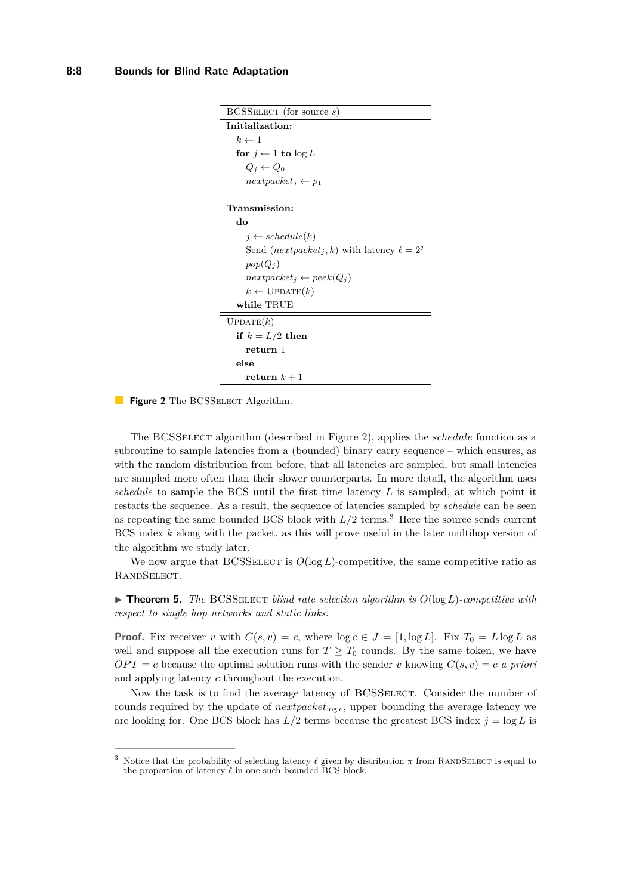```
BCSSelect (for source s)
Initialization:
  k ← 1
  for j ← 1 to log L
    Q_j ← Q_0
    nextpacket_j ← p_1

Transmission:
  do
    j ← schedule(k)
    Send (nextpacket_j, k) with latency ℓ = 2^j
    pop(Q_j)
    nextpacket_j ← peek(Q_j)
    k ← Update(k)
  while TRUE

Update(k)
  if k = L/2 then
    return 1
  else
    return k + 1
```

**Figure 2** The BCSSelect Algorithm.

The BCSSelect algorithm (described in Figure 2), applies the *schedule* function as a subroutine to sample latencies from a (bounded) binary carry sequence – which ensures, as with the random distribution from before, that all latencies are sampled, but small latencies are sampled more often than their slower counterparts. In more detail, the algorithm uses *schedule* to sample the BCS until the first time latency $L$ is sampled, at which point it restarts the sequence. As a result, the sequence of latencies sampled by *schedule* can be seen as repeating the same bounded BCS block with $L/2$ terms.[3] Here the source sends current BCS index $k$ along with the packet, as this will prove useful in the later multihop version of the algorithm we study later.

We now argue that BCSSelect is $O(\log L)$-competitive, the same competitive ratio as RandSelect.

**▶ Theorem 5.** *The* BCSSelect *blind rate selection algorithm is* $O(\log L)$*-competitive with respect to single hop networks and static links.*

**Proof.** Fix receiver $v$ with $C(s,v) = c$, where $\log c \in J = [1, \log L]$. Fix $T_0 = L \log L$ as well and suppose all the execution runs for $T \geq T_0$ rounds. By the same token, we have $OPT = c$ because the optimal solution runs with the sender $v$ knowing $C(s,v) = c$ *a priori* and applying latency $c$ throughout the execution.

Now the task is to find the average latency of BCSSelect. Consider the number of rounds required by the update of $nextpacket_{\log c}$, upper bounding the average latency we are looking for. One BCS block has $L/2$ terms because the greatest BCS index $j = \log L$ is

[3] Notice that the probability of selecting latency $\ell$ given by distribution $\pi$ from RandSelect is equal to the proportion of latency $\ell$ in one such bounded BCS block.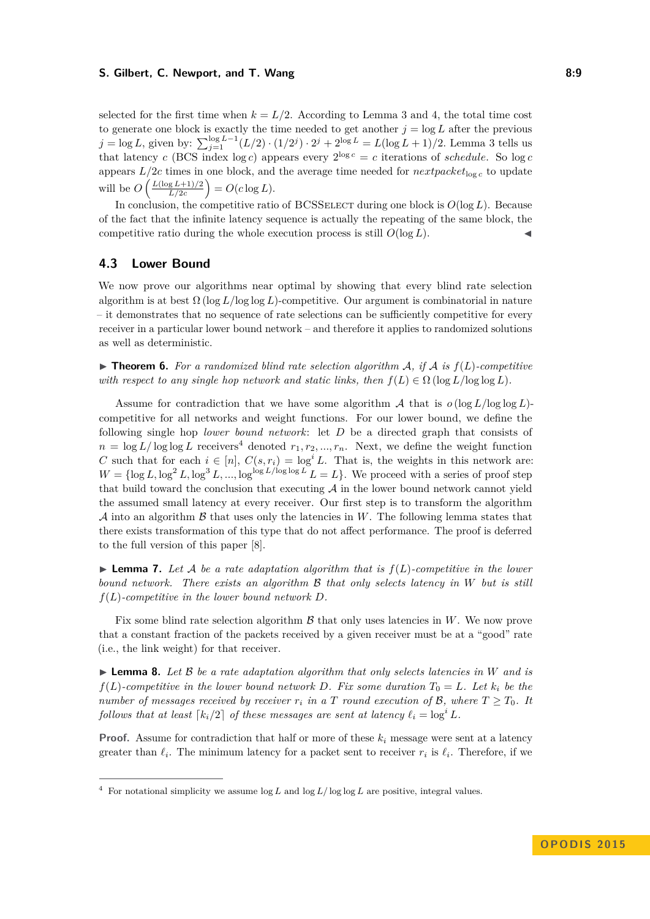selected for the first time when $k = L/2$. According to Lemma 3 and 4, the total time cost to generate one block is exactly the time needed to get another $j = \log L$ after the previous $j = \log L$, given by: $\sum_{j=1}^{\log L-1}(L/2)\cdot(1/2^j)\cdot 2^j + 2^{\log L} = L(\log L+1)/2$. Lemma 3 tells us that latency $c$ (BCS index $\log c$) appears every $2^{\log c} = c$ iterations of *schedule*. So $\log c$ appears $L/2c$ times in one block, and the average time needed for $nextpacket_{\log c}$ to update will be $O\left(\frac{L(\log L+1)/2}{L/2c}\right) = O(c \log L)$.

In conclusion, the competitive ratio of BCSSelect during one block is $O(\log L)$. Because of the fact that the infinite latency sequence is actually the repeating of the same block, the competitive ratio during the whole execution process is still $O(\log L)$. ◀

## 4.3 Lower Bound

We now prove our algorithms near optimal by showing that every blind rate selection algorithm is at best $\Omega(\log L/\log\log L)$-competitive. Our argument is combinatorial in nature – it demonstrates that no sequence of rate selections can be sufficiently competitive for every receiver in a particular lower bound network – and therefore it applies to randomized solutions as well as deterministic.

▶ **Theorem 6.** *For a randomized blind rate selection algorithm $\mathcal{A}$, if $\mathcal{A}$ is $f(L)$-competitive with respect to any single hop network and static links, then $f(L) \in \Omega(\log L/\log\log L)$.*

Assume for contradiction that we have some algorithm $\mathcal{A}$ that is $o(\log L/\log\log L)$-competitive for all networks and weight functions. For our lower bound, we define the following single hop *lower bound network*: let $D$ be a directed graph that consists of $n = \log L/\log\log L$ receivers[4] denoted $r_1, r_2, ..., r_n$. Next, we define the weight function $C$ such that for each $i \in [n]$, $C(s, r_i) = \log^i L$. That is, the weights in this network are: $W = \{\log L, \log^2 L, \log^3 L, ..., \log^{\log L/\log\log L} L = L\}$. We proceed with a series of proof step that build toward the conclusion that executing $\mathcal{A}$ in the lower bound network cannot yield the assumed small latency at every receiver. Our first step is to transform the algorithm $\mathcal{A}$ into an algorithm $\mathcal{B}$ that uses only the latencies in $W$. The following lemma states that there exists transformation of this type that do not affect performance. The proof is deferred to the full version of this paper [8].

▶ **Lemma 7.** *Let $\mathcal{A}$ be a rate adaptation algorithm that is $f(L)$-competitive in the lower bound network. There exists an algorithm $\mathcal{B}$ that only selects latency in $W$ but is still $f(L)$-competitive in the lower bound network $D$.*

Fix some blind rate selection algorithm $\mathcal{B}$ that only uses latencies in $W$. We now prove that a constant fraction of the packets received by a given receiver must be at a "good" rate (i.e., the link weight) for that receiver.

▶ **Lemma 8.** *Let $\mathcal{B}$ be a rate adaptation algorithm that only selects latencies in $W$ and is $f(L)$-competitive in the lower bound network $D$. Fix some duration $T_0 = L$. Let $k_i$ be the number of messages received by receiver $r_i$ in a $T$ round execution of $\mathcal{B}$, where $T \geq T_0$. It follows that at least $\lceil k_i/2 \rceil$ of these messages are sent at latency $\ell_i = \log^i L$.*

**Proof.** Assume for contradiction that half or more of these $k_i$ message were sent at a latency greater than $\ell_i$. The minimum latency for a packet sent to receiver $r_i$ is $\ell_i$. Therefore, if we

---

[4] For notational simplicity we assume $\log L$ and $\log L/\log\log L$ are positive, integral values.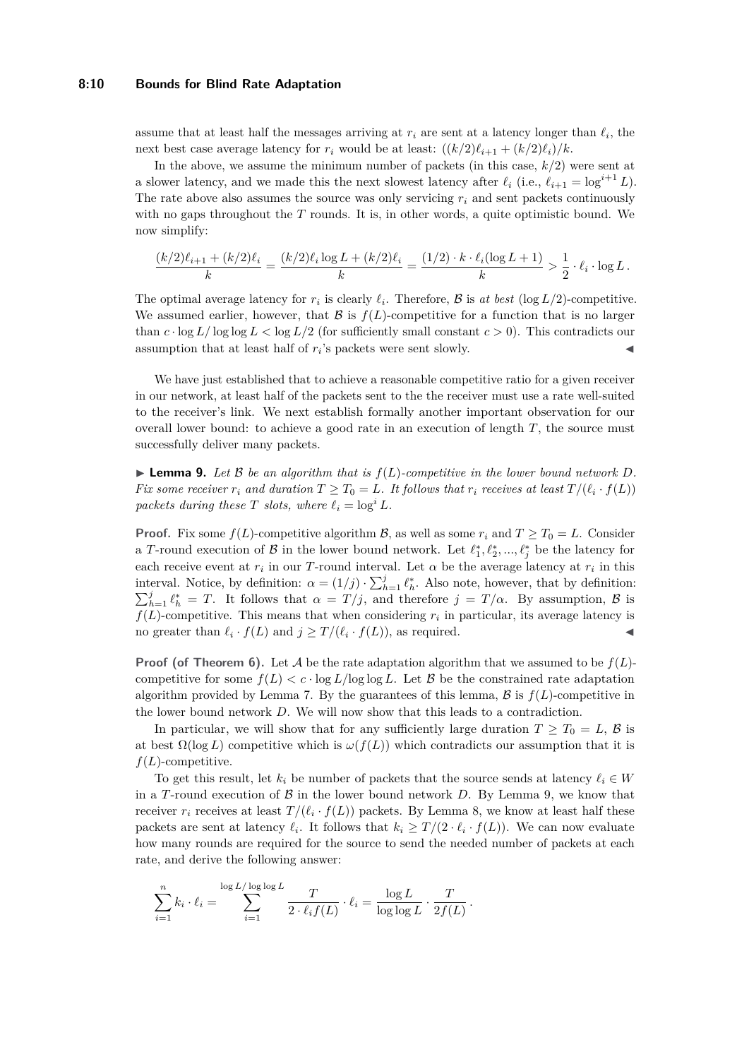assume that at least half the messages arriving at $r_i$ are sent at a latency longer than $\ell_i$, the next best case average latency for $r_i$ would be at least: $((k/2)\ell_{i+1} + (k/2)\ell_i)/k$.

In the above, we assume the minimum number of packets (in this case, $k/2$) were sent at a slower latency, and we made this the next slowest latency after $\ell_i$ (i.e., $\ell_{i+1} = \log^{i+1} L$). The rate above also assumes the source was only servicing $r_i$ and sent packets continuously with no gaps throughout the $T$ rounds. It is, in other words, a quite optimistic bound. We now simplify:

$$\frac{(k/2)\ell_{i+1} + (k/2)\ell_i}{k} = \frac{(k/2)\ell_i \log L + (k/2)\ell_i}{k} = \frac{(1/2)\cdot k \cdot \ell_i(\log L + 1)}{k} > \frac{1}{2}\cdot \ell_i \cdot \log L\,.$$

The optimal average latency for $r_i$ is clearly $\ell_i$. Therefore, $\mathcal{B}$ is *at best* $(\log L/2)$-competitive. We assumed earlier, however, that $\mathcal{B}$ is $f(L)$-competitive for a function that is no larger than $c \cdot \log L/\log\log L < \log L/2$ (for sufficiently small constant $c > 0$). This contradicts our assumption that at least half of $r_i$'s packets were sent slowly. ◀

We have just established that to achieve a reasonable competitive ratio for a given receiver in our network, at least half of the packets sent to the the receiver must use a rate well-suited to the receiver's link. We next establish formally another important observation for our overall lower bound: to achieve a good rate in an execution of length $T$, the source must successfully deliver many packets.

▶ **Lemma 9.** *Let $\mathcal{B}$ be an algorithm that is $f(L)$-competitive in the lower bound network $D$. Fix some receiver $r_i$ and duration $T \geq T_0 = L$. It follows that $r_i$ receives at least $T/(\ell_i \cdot f(L))$ packets during these $T$ slots, where $\ell_i = \log^i L$.*

**Proof.** Fix some $f(L)$-competitive algorithm $\mathcal{B}$, as well as some $r_i$ and $T \geq T_0 = L$. Consider a $T$-round execution of $\mathcal{B}$ in the lower bound network. Let $\ell_1^*, \ell_2^*, ..., \ell_j^*$ be the latency for each receive event at $r_i$ in our $T$-round interval. Let $\alpha$ be the average latency at $r_i$ in this interval. Notice, by definition: $\alpha = (1/j)\cdot\sum_{h=1}^{j}\ell_h^*$. Also note, however, that by definition: $\sum_{h=1}^{j}\ell_h^* = T$. It follows that $\alpha = T/j$, and therefore $j = T/\alpha$. By assumption, $\mathcal{B}$ is $f(L)$-competitive. This means that when considering $r_i$ in particular, its average latency is no greater than $\ell_i \cdot f(L)$ and $j \geq T/(\ell_i \cdot f(L))$, as required. ◀

**Proof (of Theorem 6).** Let $\mathcal{A}$ be the rate adaptation algorithm that we assumed to be $f(L)$-competitive for some $f(L) < c \cdot \log L/\log\log L$. Let $\mathcal{B}$ be the constrained rate adaptation algorithm provided by Lemma 7. By the guarantees of this lemma, $\mathcal{B}$ is $f(L)$-competitive in the lower bound network $D$. We will now show that this leads to a contradiction.

In particular, we will show that for any sufficiently large duration $T \geq T_0 = L$, $\mathcal{B}$ is at best $\Omega(\log L)$ competitive which is $\omega(f(L))$ which contradicts our assumption that it is $f(L)$-competitive.

To get this result, let $k_i$ be number of packets that the source sends at latency $\ell_i \in W$ in a $T$-round execution of $\mathcal{B}$ in the lower bound network $D$. By Lemma 9, we know that receiver $r_i$ receives at least $T/(\ell_i \cdot f(L))$ packets. By Lemma 8, we know at least half these packets are sent at latency $\ell_i$. It follows that $k_i \geq T/(2\cdot\ell_i\cdot f(L))$. We can now evaluate how many rounds are required for the source to send the needed number of packets at each rate, and derive the following answer:

$$\sum_{i=1}^{n} k_i \cdot \ell_i = \sum_{i=1}^{\log L/\log\log L} \frac{T}{2\cdot\ell_i f(L)}\cdot\ell_i = \frac{\log L}{\log\log L}\cdot\frac{T}{2f(L)}\,.$$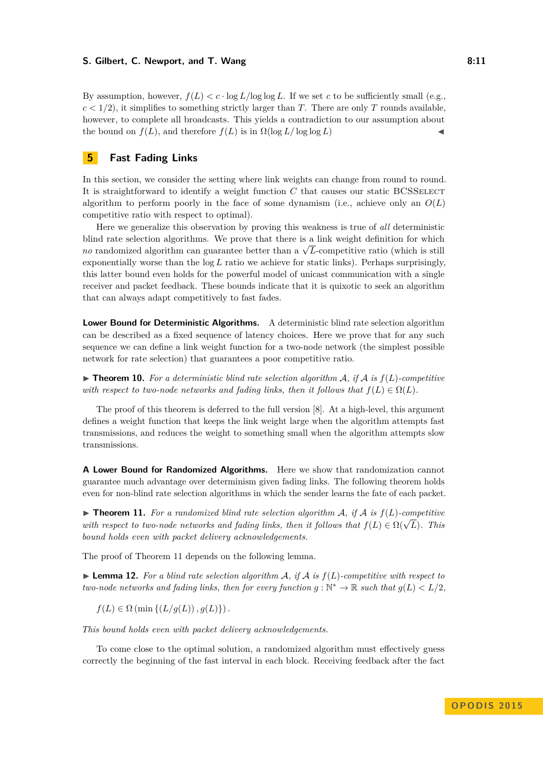By assumption, however, $f(L) < c \cdot \log L/\log\log L$. If we set $c$ to be sufficiently small (e.g., $c < 1/2$), it simplifies to something strictly larger than $T$. There are only $T$ rounds available, however, to complete all broadcasts. This yields a contradiction to our assumption about the bound on $f(L)$, and therefore $f(L)$ is in $\Omega(\log L/\log\log L)$ ◀

## 5 Fast Fading Links

In this section, we consider the setting where link weights can change from round to round. It is straightforward to identify a weight function $C$ that causes our static BCSSelect algorithm to perform poorly in the face of some dynamism (i.e., achieve only an $O(L)$ competitive ratio with respect to optimal).

Here we generalize this observation by proving this weakness is true of *all* deterministic blind rate selection algorithms. We prove that there is a link weight definition for which *no* randomized algorithm can guarantee better than a $\sqrt{L}$-competitive ratio (which is still exponentially worse than the $\log L$ ratio we achieve for static links). Perhaps surprisingly, this latter bound even holds for the powerful model of unicast communication with a single receiver and packet feedback. These bounds indicate that it is quixotic to seek an algorithm that can always adapt competitively to fast fades.

**Lower Bound for Deterministic Algorithms.** A deterministic blind rate selection algorithm can be described as a fixed sequence of latency choices. Here we prove that for any such sequence we can define a link weight function for a two-node network (the simplest possible network for rate selection) that guarantees a poor competitive ratio.

▶ **Theorem 10.** *For a deterministic blind rate selection algorithm $\mathcal{A}$, if $\mathcal{A}$ is $f(L)$-competitive with respect to two-node networks and fading links, then it follows that $f(L) \in \Omega(L)$.*

The proof of this theorem is deferred to the full version [8]. At a high-level, this argument defines a weight function that keeps the link weight large when the algorithm attempts fast transmissions, and reduces the weight to something small when the algorithm attempts slow transmissions.

**A Lower Bound for Randomized Algorithms.** Here we show that randomization cannot guarantee much advantage over determinism given fading links. The following theorem holds even for non-blind rate selection algorithms in which the sender learns the fate of each packet.

▶ **Theorem 11.** *For a randomized blind rate selection algorithm $\mathcal{A}$, if $\mathcal{A}$ is $f(L)$-competitive with respect to two-node networks and fading links, then it follows that $f(L) \in \Omega(\sqrt{L})$. This bound holds even with packet delivery acknowledgements.*

The proof of Theorem 11 depends on the following lemma.

▶ **Lemma 12.** *For a blind rate selection algorithm $\mathcal{A}$, if $\mathcal{A}$ is $f(L)$-competitive with respect to two-node networks and fading links, then for every function $g : \mathbb{N}^* \to \mathbb{R}$ such that $g(L) < L/2$,*

$$f(L) \in \Omega\left(\min\left\{(L/g(L)), g(L)\right\}\right).$$

*This bound holds even with packet delivery acknowledgements.*

To come close to the optimal solution, a randomized algorithm must effectively guess correctly the beginning of the fast interval in each block. Receiving feedback after the fact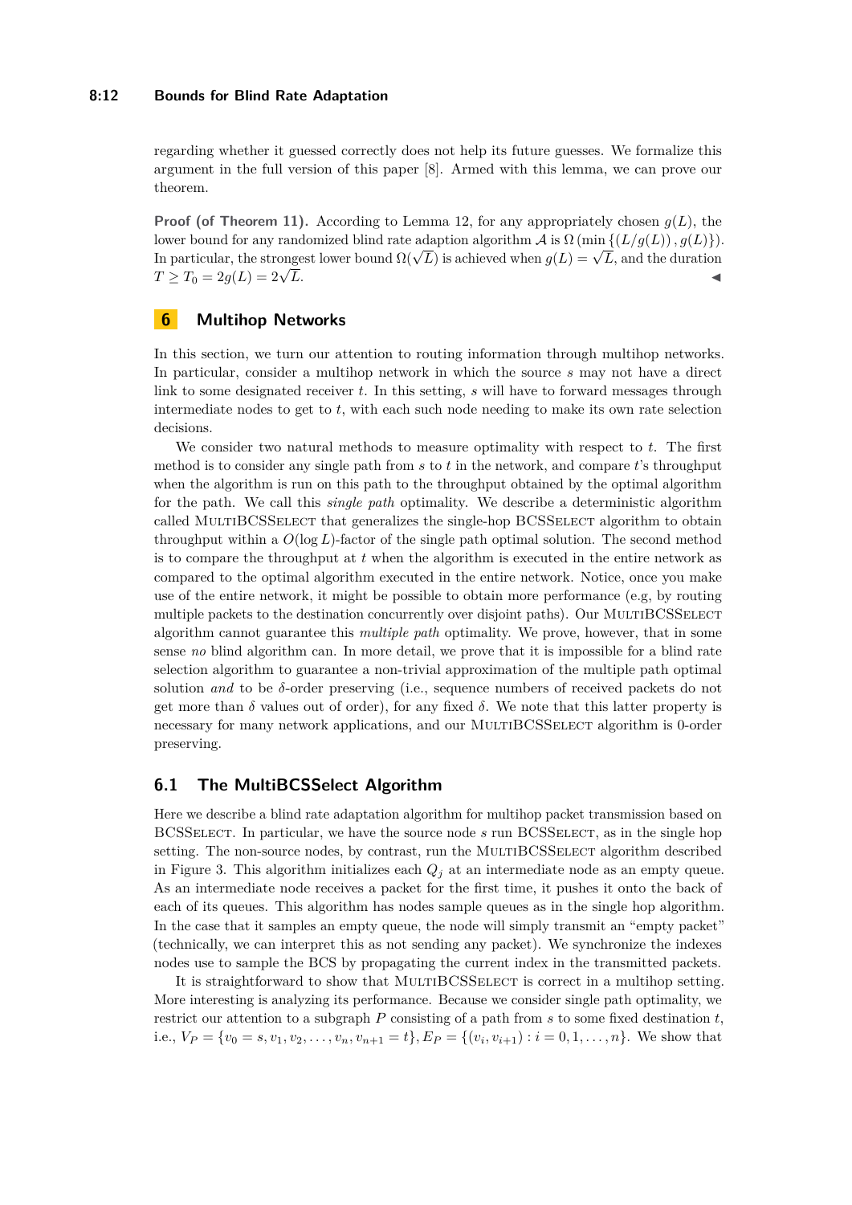regarding whether it guessed correctly does not help its future guesses. We formalize this argument in the full version of this paper [8]. Armed with this lemma, we can prove our theorem.

**Proof (of Theorem 11).** According to Lemma 12, for any appropriately chosen $g(L)$, the lower bound for any randomized blind rate adaption algorithm $\mathcal{A}$ is $\Omega(\min\{(L/g(L)), g(L)\})$. In particular, the strongest lower bound $\Omega(\sqrt{L})$ is achieved when $g(L) = \sqrt{L}$, and the duration $T \geq T_0 = 2g(L) = 2\sqrt{L}$. ◀

## 6 Multihop Networks

In this section, we turn our attention to routing information through multihop networks. In particular, consider a multihop network in which the source $s$ may not have a direct link to some designated receiver $t$. In this setting, $s$ will have to forward messages through intermediate nodes to get to $t$, with each such node needing to make its own rate selection decisions.

We consider two natural methods to measure optimality with respect to $t$. The first method is to consider any single path from $s$ to $t$ in the network, and compare $t$'s throughput when the algorithm is run on this path to the throughput obtained by the optimal algorithm for the path. We call this *single path* optimality. We describe a deterministic algorithm called MultiBCSSelect that generalizes the single-hop BCSSelect algorithm to obtain throughput within a $O(\log L)$-factor of the single path optimal solution. The second method is to compare the throughput at $t$ when the algorithm is executed in the entire network as compared to the optimal algorithm executed in the entire network. Notice, once you make use of the entire network, it might be possible to obtain more performance (e.g, by routing multiple packets to the destination concurrently over disjoint paths). Our MultiBCSSelect algorithm cannot guarantee this *multiple path* optimality. We prove, however, that in some sense *no* blind algorithm can. In more detail, we prove that it is impossible for a blind rate selection algorithm to guarantee a non-trivial approximation of the multiple path optimal solution *and* to be $\delta$-order preserving (i.e., sequence numbers of received packets do not get more than $\delta$ values out of order), for any fixed $\delta$. We note that this latter property is necessary for many network applications, and our MultiBCSSelect algorithm is 0-order preserving.

### 6.1 The MultiBCSSelect Algorithm

Here we describe a blind rate adaptation algorithm for multihop packet transmission based on BCSSelect. In particular, we have the source node $s$ run BCSSelect, as in the single hop setting. The non-source nodes, by contrast, run the MultiBCSSelect algorithm described in Figure 3. This algorithm initializes each $Q_j$ at an intermediate node as an empty queue. As an intermediate node receives a packet for the first time, it pushes it onto the back of each of its queues. This algorithm has nodes sample queues as in the single hop algorithm. In the case that it samples an empty queue, the node will simply transmit an "empty packet" (technically, we can interpret this as not sending any packet). We synchronize the indexes nodes use to sample the BCS by propagating the current index in the transmitted packets.

It is straightforward to show that MultiBCSSelect is correct in a multihop setting. More interesting is analyzing its performance. Because we consider single path optimality, we restrict our attention to a subgraph $P$ consisting of a path from $s$ to some fixed destination $t$, i.e., $V_P = \{v_0 = s, v_1, v_2, \ldots, v_n, v_{n+1} = t\}, E_P = \{(v_i, v_{i+1}) : i = 0, 1, \ldots, n\}$. We show that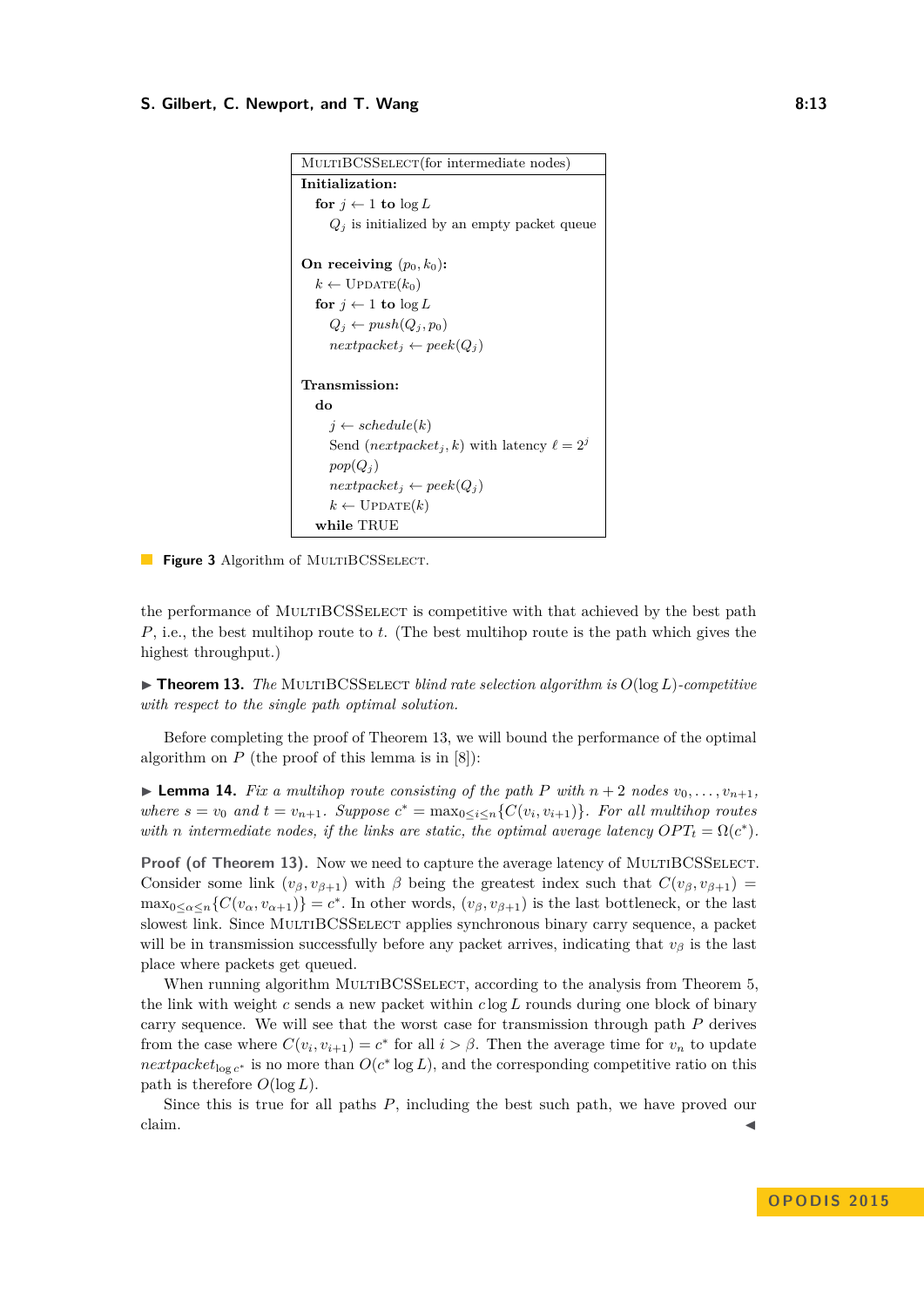```
MultiBCSSelect(for intermediate nodes)
Initialization:
  for j ← 1 to log L
    Q_j is initialized by an empty packet queue

On receiving (p_0, k_0):
  k ← Update(k_0)
  for j ← 1 to log L
    Q_j ← push(Q_j, p_0)
    nextpacket_j ← peek(Q_j)

Transmission:
  do
    j ← schedule(k)
    Send (nextpacket_j, k) with latency ℓ = 2^j
    pop(Q_j)
    nextpacket_j ← peek(Q_j)
    k ← Update(k)
  while TRUE
```

**Figure 3** Algorithm of MultiBCSSelect.

the performance of MultiBCSSelect is competitive with that achieved by the best path $P$, i.e., the best multihop route to $t$. (The best multihop route is the path which gives the highest throughput.)

▶ **Theorem 13.** *The* MultiBCSSelect *blind rate selection algorithm is $O(\log L)$-competitive with respect to the single path optimal solution.*

Before completing the proof of Theorem 13, we will bound the performance of the optimal algorithm on $P$ (the proof of this lemma is in [8]):

▶ **Lemma 14.** *Fix a multihop route consisting of the path $P$ with $n+2$ nodes $v_0, \ldots, v_{n+1}$, where $s = v_0$ and $t = v_{n+1}$. Suppose $c^* = \max_{0 \le i \le n}\{C(v_i, v_{i+1})\}$. For all multihop routes with $n$ intermediate nodes, if the links are static, the optimal average latency $OPT_t = \Omega(c^*)$.*

**Proof (of Theorem 13).** Now we need to capture the average latency of MultiBCSSelect. Consider some link $(v_\beta, v_{\beta+1})$ with $\beta$ being the greatest index such that $C(v_\beta, v_{\beta+1}) = \max_{0 \le \alpha \le n}\{C(v_\alpha, v_{\alpha+1})\} = c^*$. In other words, $(v_\beta, v_{\beta+1})$ is the last bottleneck, or the last slowest link. Since MultiBCSSelect applies synchronous binary carry sequence, a packet will be in transmission successfully before any packet arrives, indicating that $v_\beta$ is the last place where packets get queued.

When running algorithm MultiBCSSelect, according to the analysis from Theorem 5, the link with weight $c$ sends a new packet within $c \log L$ rounds during one block of binary carry sequence. We will see that the worst case for transmission through path $P$ derives from the case where $C(v_i, v_{i+1}) = c^*$ for all $i > \beta$. Then the average time for $v_n$ to update $nextpacket_{\log c^*}$ is no more than $O(c^* \log L)$, and the corresponding competitive ratio on this path is therefore $O(\log L)$.

Since this is true for all paths $P$, including the best such path, we have proved our claim. ◀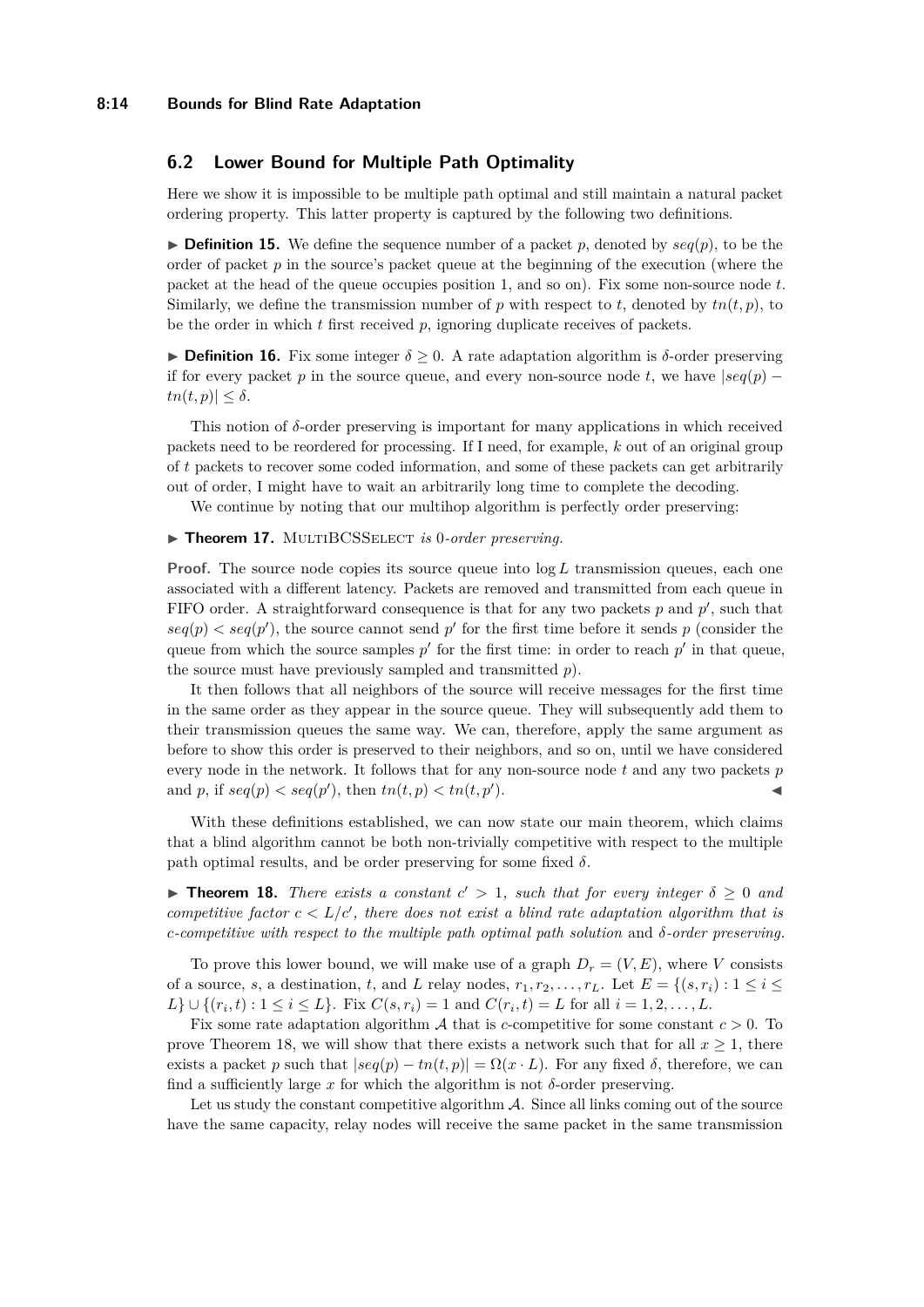## 6.2 Lower Bound for Multiple Path Optimality

Here we show it is impossible to be multiple path optimal and still maintain a natural packet ordering property. This latter property is captured by the following two definitions.

► **Definition 15.** We define the sequence number of a packet $p$, denoted by $seq(p)$, to be the order of packet $p$ in the source's packet queue at the beginning of the execution (where the packet at the head of the queue occupies position 1, and so on). Fix some non-source node $t$. Similarly, we define the transmission number of $p$ with respect to $t$, denoted by $tn(t, p)$, to be the order in which $t$ first received $p$, ignoring duplicate receives of packets.

► **Definition 16.** Fix some integer $\delta \geq 0$. A rate adaptation algorithm is $\delta$-order preserving if for every packet $p$ in the source queue, and every non-source node $t$, we have $|seq(p) - tn(t, p)| \leq \delta$.

This notion of $\delta$-order preserving is important for many applications in which received packets need to be reordered for processing. If I need, for example, $k$ out of an original group of $t$ packets to recover some coded information, and some of these packets can get arbitrarily out of order, I might have to wait an arbitrarily long time to complete the decoding.

We continue by noting that our multihop algorithm is perfectly order preserving:

► **Theorem 17.** MultiBCSSelect *is* 0*-order preserving.*

**Proof.** The source node copies its source queue into $\log L$ transmission queues, each one associated with a different latency. Packets are removed and transmitted from each queue in FIFO order. A straightforward consequence is that for any two packets $p$ and $p'$, such that $seq(p) < seq(p')$, the source cannot send $p'$ for the first time before it sends $p$ (consider the queue from which the source samples $p'$ for the first time: in order to reach $p'$ in that queue, the source must have previously sampled and transmitted $p$).

It then follows that all neighbors of the source will receive messages for the first time in the same order as they appear in the source queue. They will subsequently add them to their transmission queues the same way. We can, therefore, apply the same argument as before to show this order is preserved to their neighbors, and so on, until we have considered every node in the network. It follows that for any non-source node $t$ and any two packets $p$ and $p$, if $seq(p) < seq(p')$, then $tn(t, p) < tn(t, p')$. ◄

With these definitions established, we can now state our main theorem, which claims that a blind algorithm cannot be both non-trivially competitive with respect to the multiple path optimal results, and be order preserving for some fixed $\delta$.

► **Theorem 18.** *There exists a constant $c' > 1$, such that for every integer $\delta \geq 0$ and competitive factor $c < L/c'$, there does not exist a blind rate adaptation algorithm that is $c$-competitive with respect to the multiple path optimal path solution* and *$\delta$-order preserving.*

To prove this lower bound, we will make use of a graph $D_r = (V, E)$, where $V$ consists of a source, $s$, a destination, $t$, and $L$ relay nodes, $r_1, r_2, \ldots, r_L$. Let $E = \{(s, r_i) : 1 \leq i \leq L\} \cup \{(r_i, t) : 1 \leq i \leq L\}$. Fix $C(s, r_i) = 1$ and $C(r_i, t) = L$ for all $i = 1, 2, \ldots, L$.

Fix some rate adaptation algorithm $\mathcal{A}$ that is $c$-competitive for some constant $c > 0$. To prove Theorem 18, we will show that there exists a network such that for all $x \geq 1$, there exists a packet $p$ such that $|seq(p) - tn(t, p)| = \Omega(x \cdot L)$. For any fixed $\delta$, therefore, we can find a sufficiently large $x$ for which the algorithm is not $\delta$-order preserving.

Let us study the constant competitive algorithm $\mathcal{A}$. Since all links coming out of the source have the same capacity, relay nodes will receive the same packet in the same transmission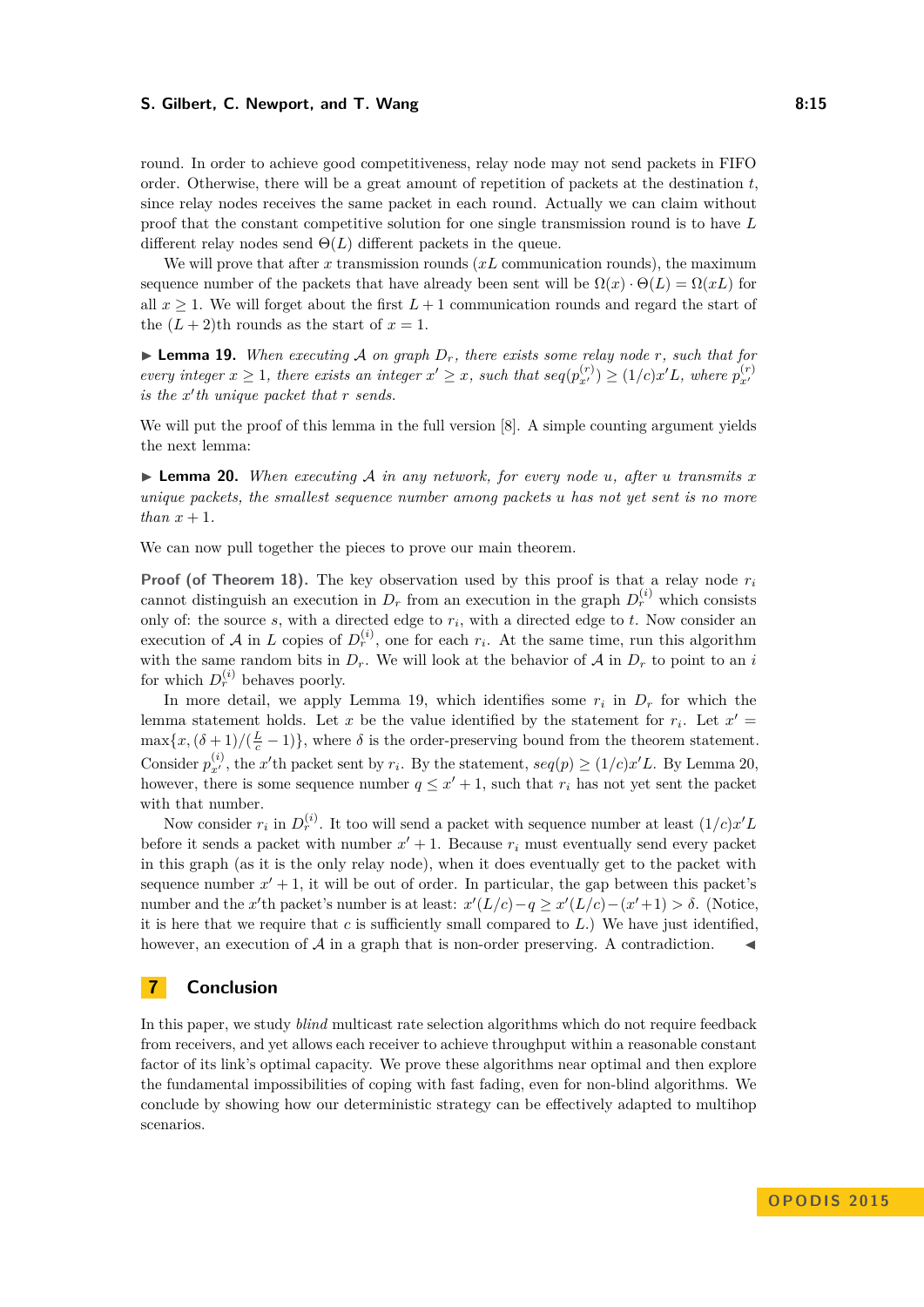round. In order to achieve good competitiveness, relay node may not send packets in FIFO order. Otherwise, there will be a great amount of repetition of packets at the destination $t$, since relay nodes receives the same packet in each round. Actually we can claim without proof that the constant competitive solution for one single transmission round is to have $L$ different relay nodes send $\Theta(L)$ different packets in the queue.

We will prove that after $x$ transmission rounds ($xL$ communication rounds), the maximum sequence number of the packets that have already been sent will be $\Omega(x) \cdot \Theta(L) = \Omega(xL)$ for all $x \geq 1$. We will forget about the first $L + 1$ communication rounds and regard the start of the $(L + 2)$th rounds as the start of $x = 1$.

▶ **Lemma 19.** *When executing $\mathcal{A}$ on graph $D_r$, there exists some relay node $r$, such that for every integer $x \geq 1$, there exists an integer $x' \geq x$, such that $seq(p^{(r)}_{x'}) \geq (1/c)x'L$, where $p^{(r)}_{x'}$ is the $x'$th unique packet that $r$ sends.*

We will put the proof of this lemma in the full version [8]. A simple counting argument yields the next lemma:

▶ **Lemma 20.** *When executing $\mathcal{A}$ in any network, for every node $u$, after $u$ transmits $x$ unique packets, the smallest sequence number among packets $u$ has not yet sent is no more than $x + 1$.*

We can now pull together the pieces to prove our main theorem.

**Proof (of Theorem 18).** The key observation used by this proof is that a relay node $r_i$ cannot distinguish an execution in $D_r$ from an execution in the graph $D^{(i)}_r$ which consists only of: the source $s$, with a directed edge to $r_i$, with a directed edge to $t$. Now consider an execution of $\mathcal{A}$ in $L$ copies of $D^{(i)}_r$, one for each $r_i$. At the same time, run this algorithm with the same random bits in $D_r$. We will look at the behavior of $\mathcal{A}$ in $D_r$ to point to an $i$ for which $D^{(i)}_r$ behaves poorly.

In more detail, we apply Lemma 19, which identifies some $r_i$ in $D_r$ for which the lemma statement holds. Let $x$ be the value identified by the statement for $r_i$. Let $x' = \max\{x, (\delta + 1)/(\frac{L}{c} - 1)\}$, where $\delta$ is the order-preserving bound from the theorem statement. Consider $p^{(i)}_{x'}$, the $x'$th packet sent by $r_i$. By the statement, $seq(p) \geq (1/c)x'L$. By Lemma 20, however, there is some sequence number $q \leq x' + 1$, such that $r_i$ has not yet sent the packet with that number.

Now consider $r_i$ in $D^{(i)}_r$. It too will send a packet with sequence number at least $(1/c)x'L$ before it sends a packet with number $x' + 1$. Because $r_i$ must eventually send every packet in this graph (as it is the only relay node), when it does eventually get to the packet with sequence number $x' + 1$, it will be out of order. In particular, the gap between this packet's number and the $x'$th packet's number is at least: $x'(L/c) - q \geq x'(L/c) - (x' + 1) > \delta$. (Notice, it is here that we require that $c$ is sufficiently small compared to $L$.) We have just identified, however, an execution of $\mathcal{A}$ in a graph that is non-order preserving. A contradiction. ◀

## 7 Conclusion

In this paper, we study *blind* multicast rate selection algorithms which do not require feedback from receivers, and yet allows each receiver to achieve throughput within a reasonable constant factor of its link's optimal capacity. We prove these algorithms near optimal and then explore the fundamental impossibilities of coping with fast fading, even for non-blind algorithms. We conclude by showing how our deterministic strategy can be effectively adapted to multihop scenarios.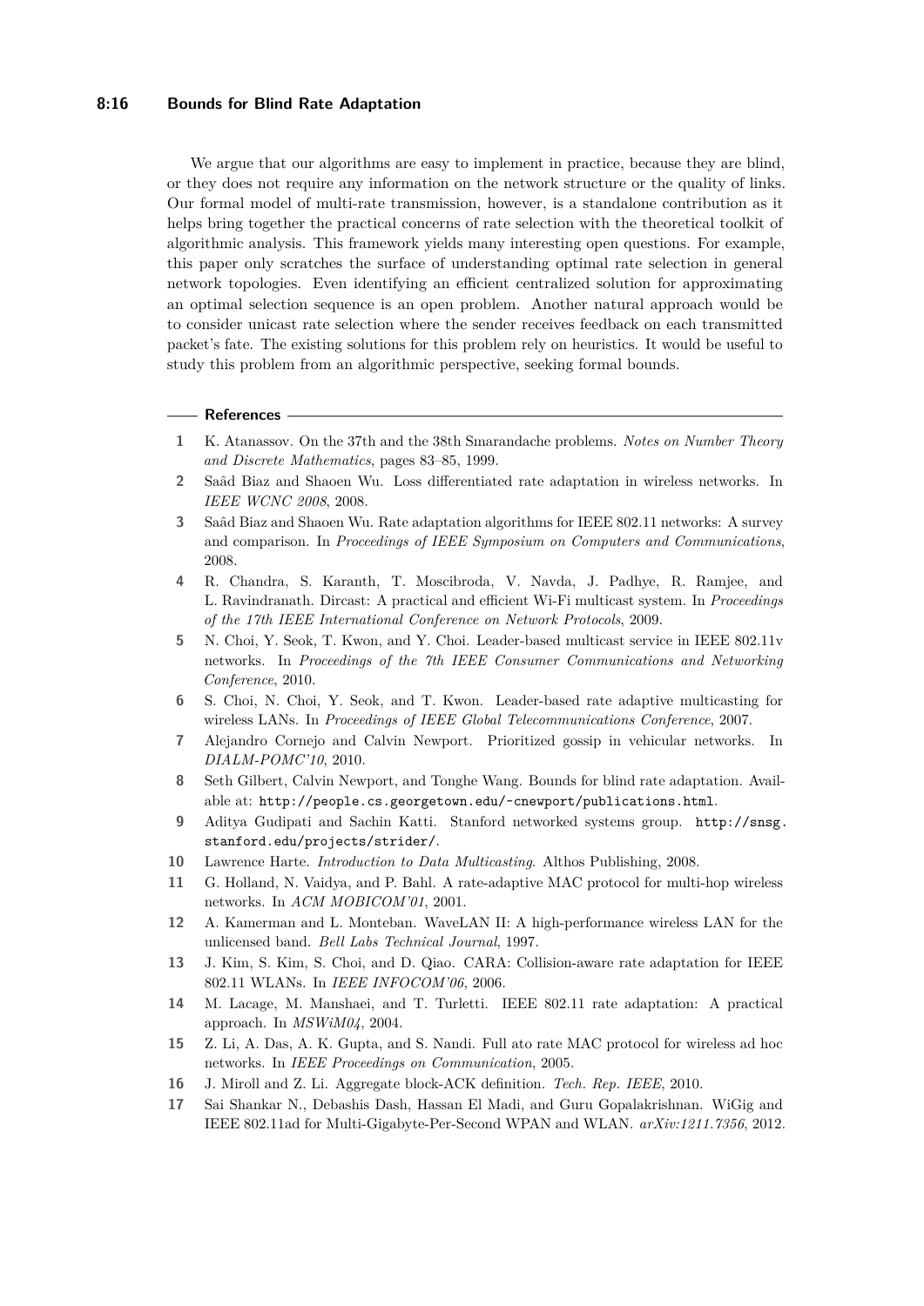We argue that our algorithms are easy to implement in practice, because they are blind, or they does not require any information on the network structure or the quality of links. Our formal model of multi-rate transmission, however, is a standalone contribution as it helps bring together the practical concerns of rate selection with the theoretical toolkit of algorithmic analysis. This framework yields many interesting open questions. For example, this paper only scratches the surface of understanding optimal rate selection in general network topologies. Even identifying an efficient centralized solution for approximating an optimal selection sequence is an open problem. Another natural approach would be to consider unicast rate selection where the sender receives feedback on each transmitted packet's fate. The existing solutions for this problem rely on heuristics. It would be useful to study this problem from an algorithmic perspective, seeking formal bounds.

## References

1. K. Atanassov. On the 37th and the 38th Smarandache problems. *Notes on Number Theory and Discrete Mathematics*, pages 83–85, 1999.
2. Saâd Biaz and Shaoen Wu. Loss differentiated rate adaptation in wireless networks. In *IEEE WCNC 2008*, 2008.
3. Saâd Biaz and Shaoen Wu. Rate adaptation algorithms for IEEE 802.11 networks: A survey and comparison. In *Proceedings of IEEE Symposium on Computers and Communications*, 2008.
4. R. Chandra, S. Karanth, T. Moscibroda, V. Navda, J. Padhye, R. Ramjee, and L. Ravindranath. Dircast: A practical and efficient Wi-Fi multicast system. In *Proceedings of the 17th IEEE International Conference on Network Protocols*, 2009.
5. N. Choi, Y. Seok, T. Kwon, and Y. Choi. Leader-based multicast service in IEEE 802.11v networks. In *Proceedings of the 7th IEEE Consumer Communications and Networking Conference*, 2010.
6. S. Choi, N. Choi, Y. Seok, and T. Kwon. Leader-based rate adaptive multicasting for wireless LANs. In *Proceedings of IEEE Global Telecommunications Conference*, 2007.
7. Alejandro Cornejo and Calvin Newport. Prioritized gossip in vehicular networks. In *DIALM-POMC'10*, 2010.
8. Seth Gilbert, Calvin Newport, and Tonghe Wang. Bounds for blind rate adaptation. Available at: `http://people.cs.georgetown.edu/~cnewport/publications.html`.
9. Aditya Gudipati and Sachin Katti. Stanford networked systems group. `http://snsg.stanford.edu/projects/strider/`.
10. Lawrence Harte. *Introduction to Data Multicasting*. Althos Publishing, 2008.
11. G. Holland, N. Vaidya, and P. Bahl. A rate-adaptive MAC protocol for multi-hop wireless networks. In *ACM MOBICOM'01*, 2001.
12. A. Kamerman and L. Monteban. WaveLAN II: A high-performance wireless LAN for the unlicensed band. *Bell Labs Technical Journal*, 1997.
13. J. Kim, S. Kim, S. Choi, and D. Qiao. CARA: Collision-aware rate adaptation for IEEE 802.11 WLANs. In *IEEE INFOCOM'06*, 2006.
14. M. Lacage, M. Manshaei, and T. Turletti. IEEE 802.11 rate adaptation: A practical approach. In *MSWiM04*, 2004.
15. Z. Li, A. Das, A. K. Gupta, and S. Nandi. Full ato rate MAC protocol for wireless ad hoc networks. In *IEEE Proceedings on Communication*, 2005.
16. J. Miroll and Z. Li. Aggregate block-ACK definition. *Tech. Rep. IEEE*, 2010.
17. Sai Shankar N., Debashis Dash, Hassan El Madi, and Guru Gopalakrishnan. WiGig and IEEE 802.11ad for Multi-Gigabyte-Per-Second WPAN and WLAN. *arXiv:1211.7356*, 2012.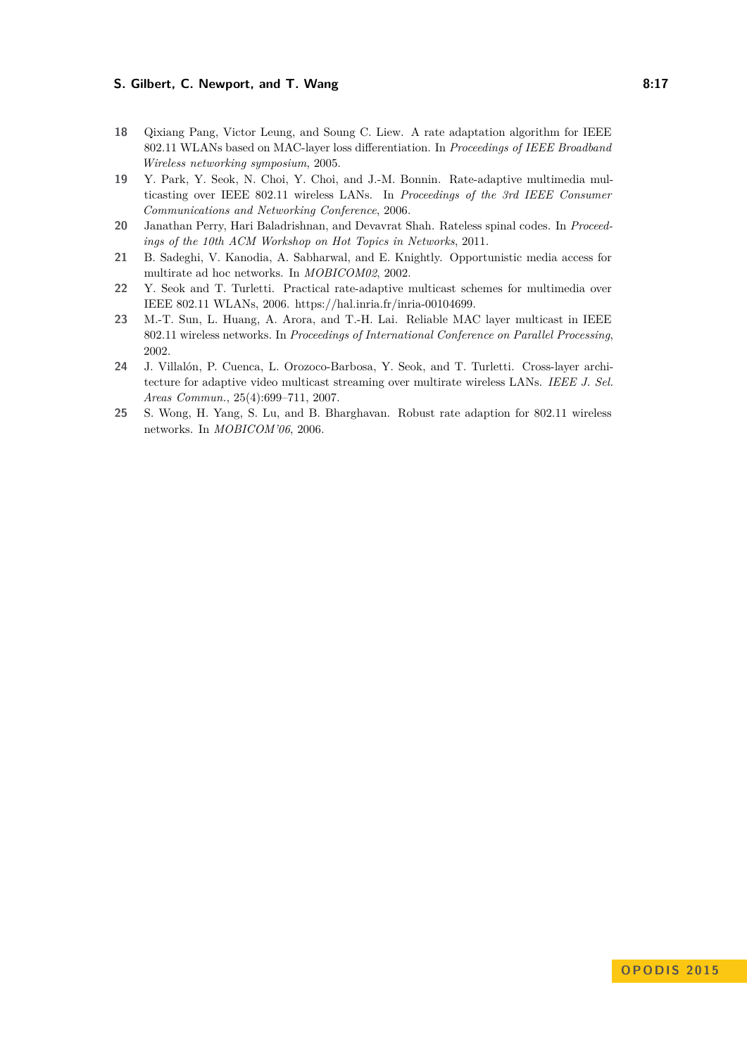18 Qixiang Pang, Victor Leung, and Soung C. Liew. A rate adaptation algorithm for IEEE 802.11 WLANs based on MAC-layer loss differentiation. In *Proceedings of IEEE Broadband Wireless networking symposium*, 2005.

19 Y. Park, Y. Seok, N. Choi, Y. Choi, and J.-M. Bonnin. Rate-adaptive multimedia multicasting over IEEE 802.11 wireless LANs. In *Proceedings of the 3rd IEEE Consumer Communications and Networking Conference*, 2006.

20 Janathan Perry, Hari Baladrishnan, and Devavrat Shah. Rateless spinal codes. In *Proceedings of the 10th ACM Workshop on Hot Topics in Networks*, 2011.

21 B. Sadeghi, V. Kanodia, A. Sabharwal, and E. Knightly. Opportunistic media access for multirate ad hoc networks. In *MOBICOM02*, 2002.

22 Y. Seok and T. Turletti. Practical rate-adaptive multicast schemes for multimedia over IEEE 802.11 WLANs, 2006. https://hal.inria.fr/inria-00104699.

23 M.-T. Sun, L. Huang, A. Arora, and T.-H. Lai. Reliable MAC layer multicast in IEEE 802.11 wireless networks. In *Proceedings of International Conference on Parallel Processing*, 2002.

24 J. Villalón, P. Cuenca, L. Orozoco-Barbosa, Y. Seok, and T. Turletti. Cross-layer architecture for adaptive video multicast streaming over multirate wireless LANs. *IEEE J. Sel. Areas Commun.*, 25(4):699–711, 2007.

25 S. Wong, H. Yang, S. Lu, and B. Bharghavan. Robust rate adaption for 802.11 wireless networks. In *MOBICOM'06*, 2006.